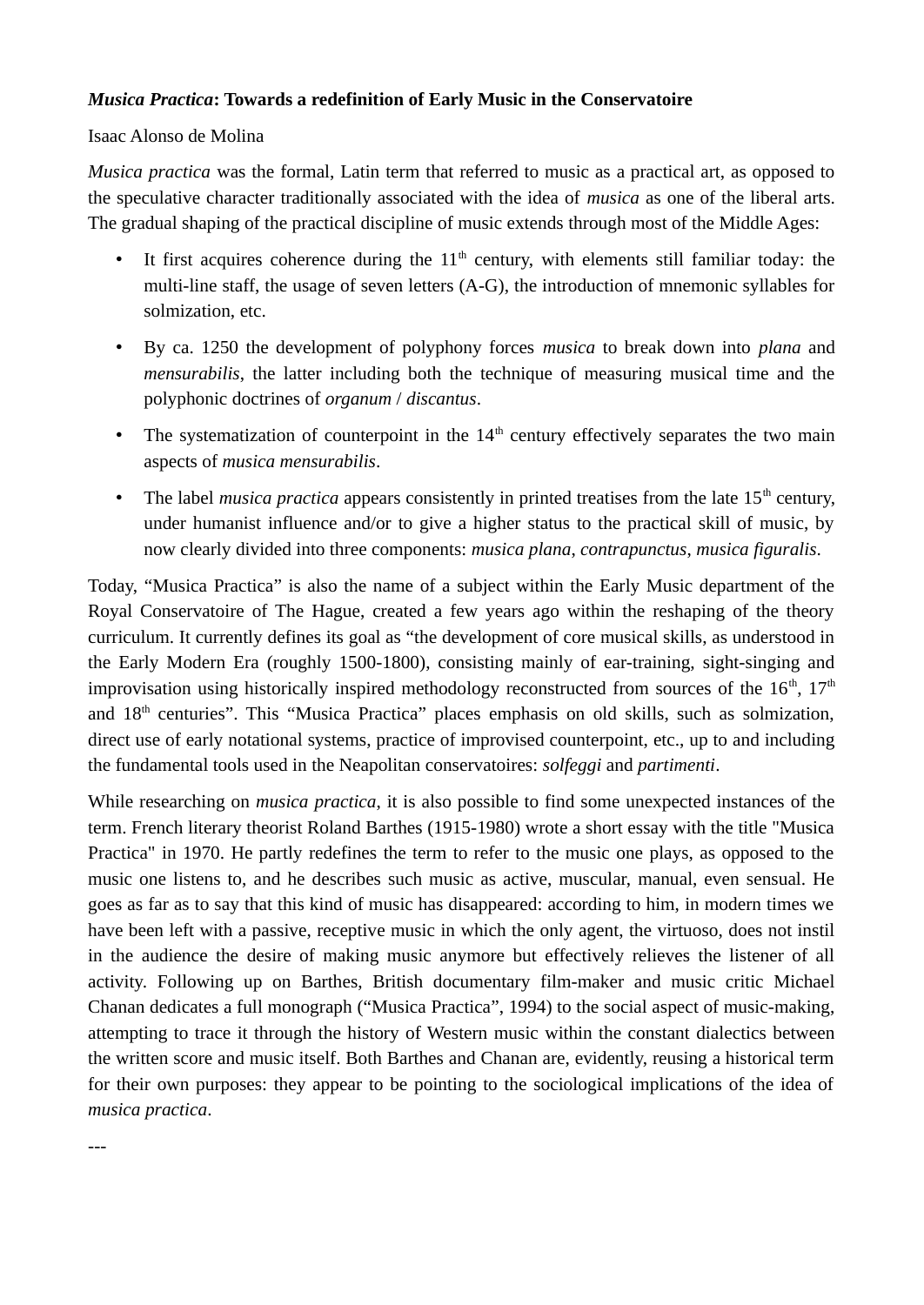***Musica Practica*: Towards a redefinition of Early Music in the Conservatoire**

Isaac Alonso de Molina

*Musica practica* was the formal, Latin term that referred to music as a practical art, as opposed to the speculative character traditionally associated with the idea of *musica* as one of the liberal arts. The gradual shaping of the practical discipline of music extends through most of the Middle Ages:

- It first acquires coherence during the 11th century, with elements still familiar today: the multi-line staff, the usage of seven letters (A-G), the introduction of mnemonic syllables for solmization, etc.
- By ca. 1250 the development of polyphony forces *musica* to break down into *plana* and *mensurabilis*, the latter including both the technique of measuring musical time and the polyphonic doctrines of *organum* / *discantus*.
- The systematization of counterpoint in the 14th century effectively separates the two main aspects of *musica mensurabilis*.
- The label *musica practica* appears consistently in printed treatises from the late 15th century, under humanist influence and/or to give a higher status to the practical skill of music, by now clearly divided into three components: *musica plana*, *contrapunctus*, *musica figuralis*.

Today, "Musica Practica" is also the name of a subject within the Early Music department of the Royal Conservatoire of The Hague, created a few years ago within the reshaping of the theory curriculum. It currently defines its goal as "the development of core musical skills, as understood in the Early Modern Era (roughly 1500-1800), consisting mainly of ear-training, sight-singing and improvisation using historically inspired methodology reconstructed from sources of the 16th, 17th and 18th centuries". This "Musica Practica" places emphasis on old skills, such as solmization, direct use of early notational systems, practice of improvised counterpoint, etc., up to and including the fundamental tools used in the Neapolitan conservatoires: *solfeggi* and *partimenti*.

While researching on *musica practica*, it is also possible to find some unexpected instances of the term. French literary theorist Roland Barthes (1915-1980) wrote a short essay with the title "Musica Practica" in 1970. He partly redefines the term to refer to the music one plays, as opposed to the music one listens to, and he describes such music as active, muscular, manual, even sensual. He goes as far as to say that this kind of music has disappeared: according to him, in modern times we have been left with a passive, receptive music in which the only agent, the virtuoso, does not instil in the audience the desire of making music anymore but effectively relieves the listener of all activity. Following up on Barthes, British documentary film-maker and music critic Michael Chanan dedicates a full monograph ("Musica Practica", 1994) to the social aspect of music-making, attempting to trace it through the history of Western music within the constant dialectics between the written score and music itself. Both Barthes and Chanan are, evidently, reusing a historical term for their own purposes: they appear to be pointing to the sociological implications of the idea of *musica practica*.

---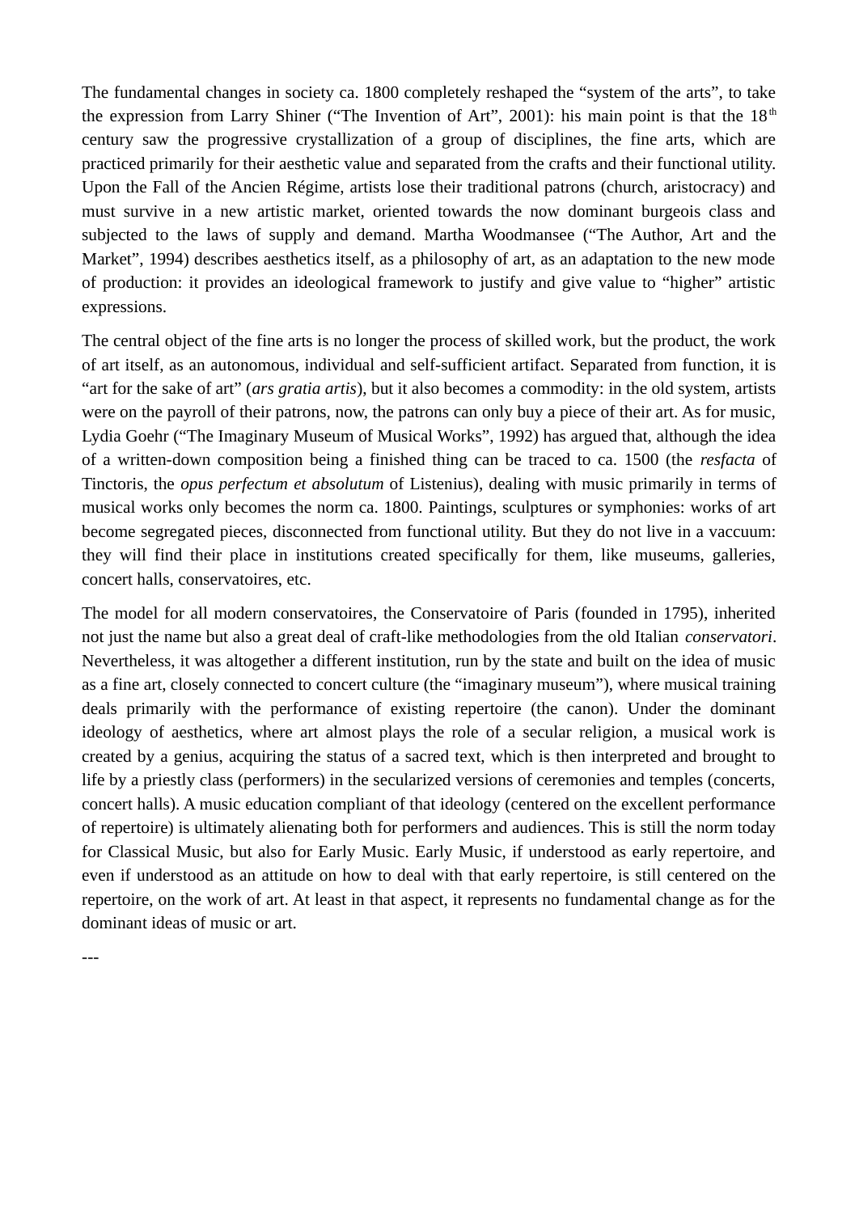The fundamental changes in society ca. 1800 completely reshaped the "system of the arts", to take the expression from Larry Shiner ("The Invention of Art", 2001): his main point is that the 18th century saw the progressive crystallization of a group of disciplines, the fine arts, which are practiced primarily for their aesthetic value and separated from the crafts and their functional utility. Upon the Fall of the Ancien Régime, artists lose their traditional patrons (church, aristocracy) and must survive in a new artistic market, oriented towards the now dominant burgeois class and subjected to the laws of supply and demand. Martha Woodmansee ("The Author, Art and the Market", 1994) describes aesthetics itself, as a philosophy of art, as an adaptation to the new mode of production: it provides an ideological framework to justify and give value to "higher" artistic expressions.

The central object of the fine arts is no longer the process of skilled work, but the product, the work of art itself, as an autonomous, individual and self-sufficient artifact. Separated from function, it is "art for the sake of art" (*ars gratia artis*), but it also becomes a commodity: in the old system, artists were on the payroll of their patrons, now, the patrons can only buy a piece of their art. As for music, Lydia Goehr ("The Imaginary Museum of Musical Works", 1992) has argued that, although the idea of a written-down composition being a finished thing can be traced to ca. 1500 (the *resfacta* of Tinctoris, the *opus perfectum et absolutum* of Listenius), dealing with music primarily in terms of musical works only becomes the norm ca. 1800. Paintings, sculptures or symphonies: works of art become segregated pieces, disconnected from functional utility. But they do not live in a vaccuum: they will find their place in institutions created specifically for them, like museums, galleries, concert halls, conservatoires, etc.

The model for all modern conservatoires, the Conservatoire of Paris (founded in 1795), inherited not just the name but also a great deal of craft-like methodologies from the old Italian *conservatori*. Nevertheless, it was altogether a different institution, run by the state and built on the idea of music as a fine art, closely connected to concert culture (the "imaginary museum"), where musical training deals primarily with the performance of existing repertoire (the canon). Under the dominant ideology of aesthetics, where art almost plays the role of a secular religion, a musical work is created by a genius, acquiring the status of a sacred text, which is then interpreted and brought to life by a priestly class (performers) in the secularized versions of ceremonies and temples (concerts, concert halls). A music education compliant of that ideology (centered on the excellent performance of repertoire) is ultimately alienating both for performers and audiences. This is still the norm today for Classical Music, but also for Early Music. Early Music, if understood as early repertoire, and even if understood as an attitude on how to deal with that early repertoire, is still centered on the repertoire, on the work of art. At least in that aspect, it represents no fundamental change as for the dominant ideas of music or art.

---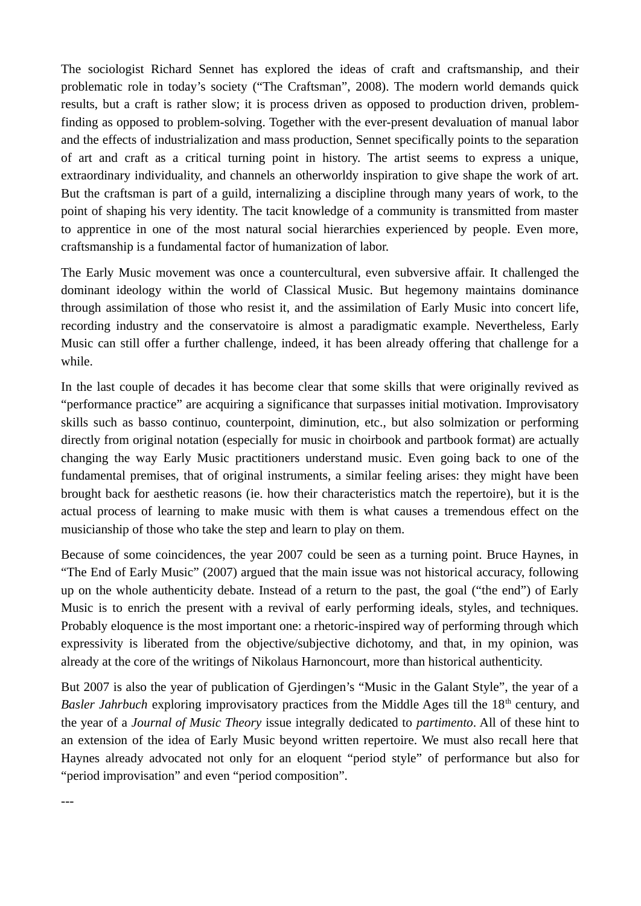The sociologist Richard Sennet has explored the ideas of craft and craftsmanship, and their problematic role in today's society ("The Craftsman", 2008). The modern world demands quick results, but a craft is rather slow; it is process driven as opposed to production driven, problem-finding as opposed to problem-solving. Together with the ever-present devaluation of manual labor and the effects of industrialization and mass production, Sennet specifically points to the separation of art and craft as a critical turning point in history. The artist seems to express a unique, extraordinary individuality, and channels an otherworldy inspiration to give shape the work of art. But the craftsman is part of a guild, internalizing a discipline through many years of work, to the point of shaping his very identity. The tacit knowledge of a community is transmitted from master to apprentice in one of the most natural social hierarchies experienced by people. Even more, craftsmanship is a fundamental factor of humanization of labor.

The Early Music movement was once a countercultural, even subversive affair. It challenged the dominant ideology within the world of Classical Music. But hegemony maintains dominance through assimilation of those who resist it, and the assimilation of Early Music into concert life, recording industry and the conservatoire is almost a paradigmatic example. Nevertheless, Early Music can still offer a further challenge, indeed, it has been already offering that challenge for a while.

In the last couple of decades it has become clear that some skills that were originally revived as "performance practice" are acquiring a significance that surpasses initial motivation. Improvisatory skills such as basso continuo, counterpoint, diminution, etc., but also solmization or performing directly from original notation (especially for music in choirbook and partbook format) are actually changing the way Early Music practitioners understand music. Even going back to one of the fundamental premises, that of original instruments, a similar feeling arises: they might have been brought back for aesthetic reasons (ie. how their characteristics match the repertoire), but it is the actual process of learning to make music with them is what causes a tremendous effect on the musicianship of those who take the step and learn to play on them.

Because of some coincidences, the year 2007 could be seen as a turning point. Bruce Haynes, in "The End of Early Music" (2007) argued that the main issue was not historical accuracy, following up on the whole authenticity debate. Instead of a return to the past, the goal ("the end") of Early Music is to enrich the present with a revival of early performing ideals, styles, and techniques. Probably eloquence is the most important one: a rhetoric-inspired way of performing through which expressivity is liberated from the objective/subjective dichotomy, and that, in my opinion, was already at the core of the writings of Nikolaus Harnoncourt, more than historical authenticity.

But 2007 is also the year of publication of Gjerdingen's "Music in the Galant Style", the year of a *Basler Jahrbuch* exploring improvisatory practices from the Middle Ages till the 18th century, and the year of a *Journal of Music Theory* issue integrally dedicated to *partimento*. All of these hint to an extension of the idea of Early Music beyond written repertoire. We must also recall here that Haynes already advocated not only for an eloquent "period style" of performance but also for "period improvisation" and even "period composition".

---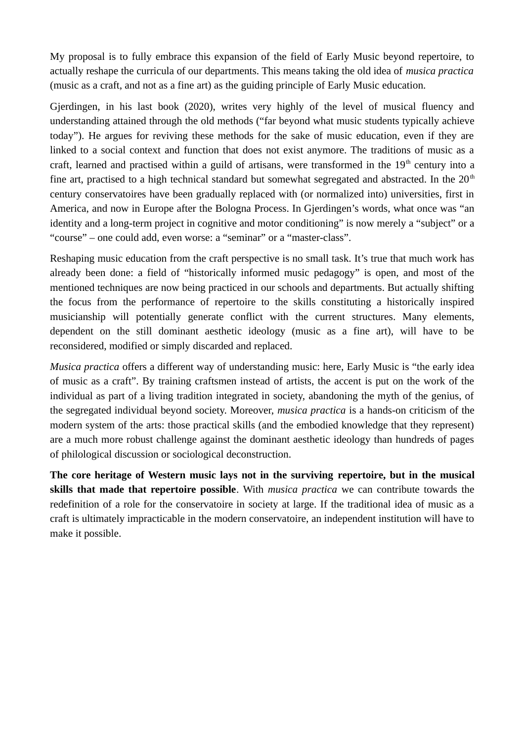My proposal is to fully embrace this expansion of the field of Early Music beyond repertoire, to actually reshape the curricula of our departments. This means taking the old idea of *musica practica* (music as a craft, and not as a fine art) as the guiding principle of Early Music education.

Gjerdingen, in his last book (2020), writes very highly of the level of musical fluency and understanding attained through the old methods ("far beyond what music students typically achieve today"). He argues for reviving these methods for the sake of music education, even if they are linked to a social context and function that does not exist anymore. The traditions of music as a craft, learned and practised within a guild of artisans, were transformed in the 19th century into a fine art, practised to a high technical standard but somewhat segregated and abstracted. In the 20th century conservatoires have been gradually replaced with (or normalized into) universities, first in America, and now in Europe after the Bologna Process. In Gjerdingen's words, what once was "an identity and a long-term project in cognitive and motor conditioning" is now merely a "subject" or a "course" – one could add, even worse: a "seminar" or a "master-class".

Reshaping music education from the craft perspective is no small task. It's true that much work has already been done: a field of "historically informed music pedagogy" is open, and most of the mentioned techniques are now being practiced in our schools and departments. But actually shifting the focus from the performance of repertoire to the skills constituting a historically inspired musicianship will potentially generate conflict with the current structures. Many elements, dependent on the still dominant aesthetic ideology (music as a fine art), will have to be reconsidered, modified or simply discarded and replaced.

*Musica practica* offers a different way of understanding music: here, Early Music is "the early idea of music as a craft". By training craftsmen instead of artists, the accent is put on the work of the individual as part of a living tradition integrated in society, abandoning the myth of the genius, of the segregated individual beyond society. Moreover, *musica practica* is a hands-on criticism of the modern system of the arts: those practical skills (and the embodied knowledge that they represent) are a much more robust challenge against the dominant aesthetic ideology than hundreds of pages of philological discussion or sociological deconstruction.

**The core heritage of Western music lays not in the surviving repertoire, but in the musical skills that made that repertoire possible**. With *musica practica* we can contribute towards the redefinition of a role for the conservatoire in society at large. If the traditional idea of music as a craft is ultimately impracticable in the modern conservatoire, an independent institution will have to make it possible.